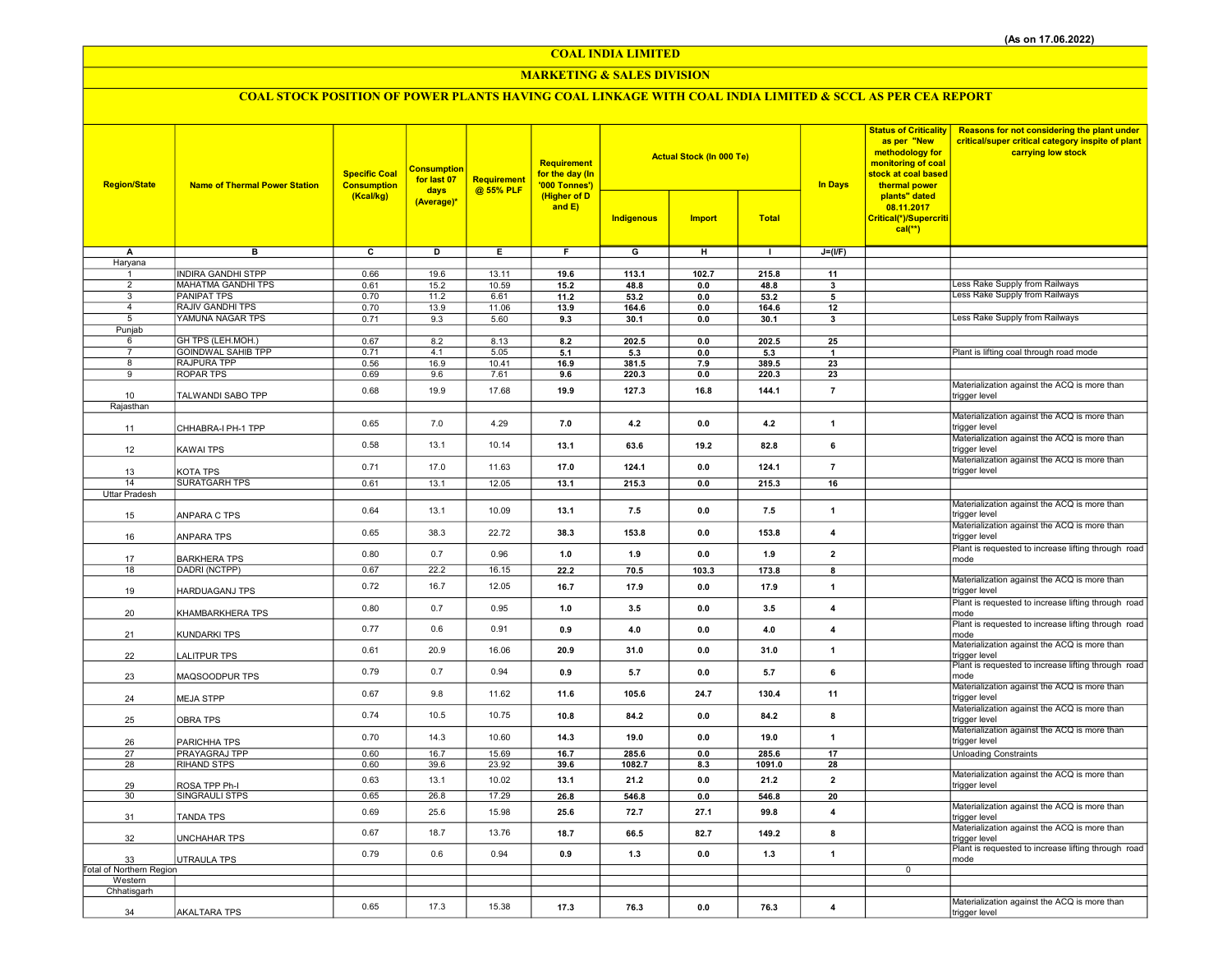(As on 17.06.2022)

# COAL INDIA LIMITED

## MARKETING & SALES DIVISION

### COAL STOCK POSITION OF POWER PLANTS HAVING COAL LINKAGE WITH COAL INDIA LIMITED & SCCL AS PER CEA REPORT

| Region/State | Name of Thermal Power Station | Specific Coal Consumption (Kcal/kg) | Consumption for last 07 days (Average)* | Requirement @ 55% PLF | Requirement for the day (In '000 Tonnes') (Higher of D and E) | Actual Stock (In 000 Te) | | | In Days | Status of Criticality as per "New methodology for monitoring of coal stock at coal based thermal power plants" dated 08.11.2017 Critical(*)/Supercritical(**) | Reasons for not considering the plant under critical/super critical category inspite of plant carrying low stock |
|---|---|---|---|---|---|---|---|---|---|---|---|
| | | | | | | Indigenous | Import | Total | | | |
| A | B | C | D | E | F | G | H | I | J=(I/F) | | |
| Haryana | | | | | | | | | | | |
| 1 | INDIRA GANDHI STPP | 0.66 | 19.6 | 13.11 | 19.6 | 113.1 | 102.7 | 215.8 | 11 | | |
| 2 | MAHATMA GANDHI TPS | 0.61 | 15.2 | 10.59 | 15.2 | 48.8 | 0.0 | 48.8 | 3 | | Less Rake Supply from Railways |
| 3 | PANIPAT TPS | 0.70 | 11.2 | 6.61 | 11.2 | 53.2 | 0.0 | 53.2 | 5 | | Less Rake Supply from Railways |
| 4 | RAJIV GANDHI TPS | 0.70 | 13.9 | 11.06 | 13.9 | 164.6 | 0.0 | 164.6 | 12 | | |
| 5 | YAMUNA NAGAR TPS | 0.71 | 9.3 | 5.60 | 9.3 | 30.1 | 0.0 | 30.1 | 3 | | Less Rake Supply from Railways |
| Punjab | | | | | | | | | | | |
| 6 | GH TPS (LEH.MOH.) | 0.67 | 8.2 | 8.13 | 8.2 | 202.5 | 0.0 | 202.5 | 25 | | |
| 7 | GOINDWAL SAHIB TPP | 0.71 | 4.1 | 5.05 | 5.1 | 5.3 | 0.0 | 5.3 | 1 | | Plant is lifting coal through road mode |
| 8 | RAJPURA TPP | 0.56 | 16.9 | 10.41 | 16.9 | 381.5 | 7.9 | 389.5 | 23 | | |
| 9 | ROPAR TPS | 0.69 | 9.6 | 7.61 | 9.6 | 220.3 | 0.0 | 220.3 | 23 | | |
| 10 | TALWANDI SABO TPP | 0.68 | 19.9 | 17.68 | 19.9 | 127.3 | 16.8 | 144.1 | 7 | | Materialization against the ACQ is more than trigger level |
| Rajasthan | | | | | | | | | | | |
| 11 | CHHABRA-I PH-1 TPP | 0.65 | 7.0 | 4.29 | 7.0 | 4.2 | 0.0 | 4.2 | 1 | | Materialization against the ACQ is more than trigger level |
| 12 | KAWAI TPS | 0.58 | 13.1 | 10.14 | 13.1 | 63.6 | 19.2 | 82.8 | 6 | | Materialization against the ACQ is more than trigger level |
| 13 | KOTA TPS | 0.71 | 17.0 | 11.63 | 17.0 | 124.1 | 0.0 | 124.1 | 7 | | Materialization against the ACQ is more than trigger level |
| 14 | SURATGARH TPS | 0.61 | 13.1 | 12.05 | 13.1 | 215.3 | 0.0 | 215.3 | 16 | | |
| Uttar Pradesh | | | | | | | | | | | |
| 15 | ANPARA C TPS | 0.64 | 13.1 | 10.09 | 13.1 | 7.5 | 0.0 | 7.5 | 1 | | Materialization against the ACQ is more than trigger level |
| 16 | ANPARA TPS | 0.65 | 38.3 | 22.72 | 38.3 | 153.8 | 0.0 | 153.8 | 4 | | Materialization against the ACQ is more than trigger level |
| 17 | BARKHERA TPS | 0.80 | 0.7 | 0.96 | 1.0 | 1.9 | 0.0 | 1.9 | 2 | | Plant is requested to increase lifting through road mode |
| 18 | DADRI (NCTPP) | 0.67 | 22.2 | 16.15 | 22.2 | 70.5 | 103.3 | 173.8 | 8 | | |
| 19 | HARDUAGANJ TPS | 0.72 | 16.7 | 12.05 | 16.7 | 17.9 | 0.0 | 17.9 | 1 | | Materialization against the ACQ is more than trigger level |
| 20 | KHAMBARKHERA TPS | 0.80 | 0.7 | 0.95 | 1.0 | 3.5 | 0.0 | 3.5 | 4 | | Plant is requested to increase lifting through road mode |
| 21 | KUNDARKI TPS | 0.77 | 0.6 | 0.91 | 0.9 | 4.0 | 0.0 | 4.0 | 4 | | Plant is requested to increase lifting through road mode |
| 22 | LALITPUR TPS | 0.61 | 20.9 | 16.06 | 20.9 | 31.0 | 0.0 | 31.0 | 1 | | Materialization against the ACQ is more than trigger level |
| 23 | MAQSOODPUR TPS | 0.79 | 0.7 | 0.94 | 0.9 | 5.7 | 0.0 | 5.7 | 6 | | Plant is requested to increase lifting through road mode |
| 24 | MEJA STPP | 0.67 | 9.8 | 11.62 | 11.6 | 105.6 | 24.7 | 130.4 | 11 | | Materialization against the ACQ is more than trigger level |
| 25 | OBRA TPS | 0.74 | 10.5 | 10.75 | 10.8 | 84.2 | 0.0 | 84.2 | 8 | | Materialization against the ACQ is more than trigger level |
| 26 | PARICHHA TPS | 0.70 | 14.3 | 10.60 | 14.3 | 19.0 | 0.0 | 19.0 | 1 | | Materialization against the ACQ is more than trigger level |
| 27 | PRAYAGRAJ TPP | 0.60 | 16.7 | 15.69 | 16.7 | 285.6 | 0.0 | 285.6 | 17 | | Unloading Constraints |
| 28 | RIHAND STPS | 0.60 | 39.6 | 23.92 | 39.6 | 1082.7 | 8.3 | 1091.0 | 28 | | |
| 29 | ROSA TPP Ph-I | 0.63 | 13.1 | 10.02 | 13.1 | 21.2 | 0.0 | 21.2 | 2 | | Materialization against the ACQ is more than trigger level |
| 30 | SINGRAULI STPS | 0.65 | 26.8 | 17.29 | 26.8 | 546.8 | 0.0 | 546.8 | 20 | | |
| 31 | TANDA TPS | 0.69 | 25.6 | 15.98 | 25.6 | 72.7 | 27.1 | 99.8 | 4 | | Materialization against the ACQ is more than trigger level |
| 32 | UNCHAHAR TPS | 0.67 | 18.7 | 13.76 | 18.7 | 66.5 | 82.7 | 149.2 | 8 | | Materialization against the ACQ is more than trigger level |
| 33 | UTRAULA TPS | 0.79 | 0.6 | 0.94 | 0.9 | 1.3 | 0.0 | 1.3 | 1 | | Plant is requested to increase lifting through road mode |
| Total of Northern Region | | | | | | | | | | 0 | |
| Western | | | | | | | | | | | |
| Chhatisgarh | | | | | | | | | | | |
| 34 | AKALTARA TPS | 0.65 | 17.3 | 15.38 | 17.3 | 76.3 | 0.0 | 76.3 | 4 | | Materialization against the ACQ is more than trigger level |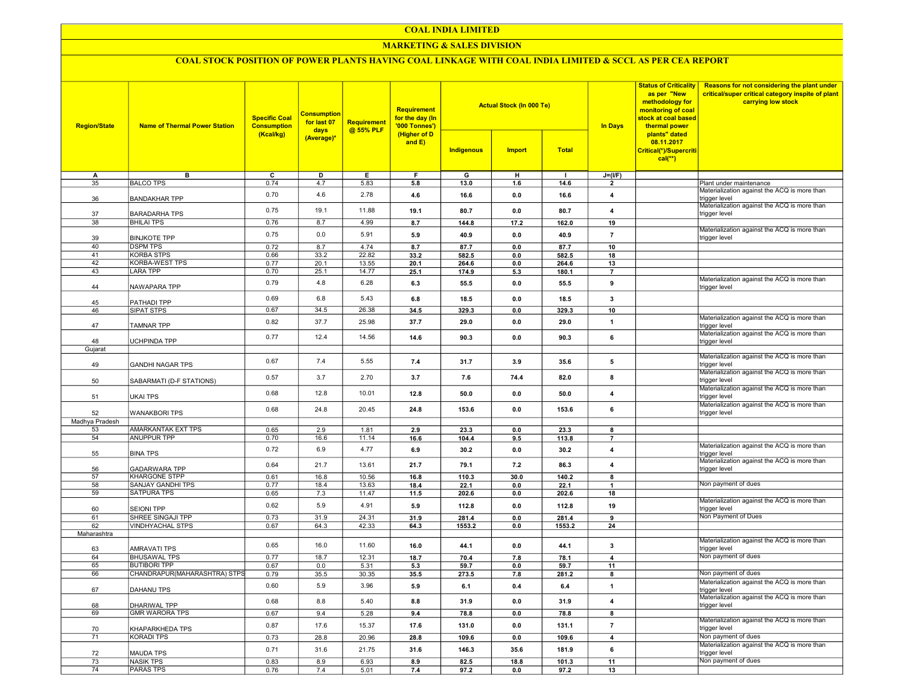# COAL INDIA LIMITED

## MARKETING & SALES DIVISION

### COAL STOCK POSITION OF POWER PLANTS HAVING COAL LINKAGE WITH COAL INDIA LIMITED & SCCL AS PER CEA REPORT

| Region/State | Name of Thermal Power Station | Specific Coal Consumption (Kcal/kg) | Consumption for last 07 days (Average)* | Requirement @ 55% PLF | Requirement for the day (In '000 Tonnes') (Higher of D and E) | Actual Stock (In 000 Te) | | | In Days | Status of Criticality as per "New methodology for monitoring of coal stock at coal based thermal power plants" dated 08.11.2017 Critical(*)/Supercritical(**) | Reasons for not considering the plant under critical/super critical category inspite of plant carrying low stock |
|---|---|---|---|---|---|---|---|---|---|---|---|
| | | | | | | Indigenous | Import | Total | | | |
| A | B | C | D | E | F | G | H | I | J=(I/F) | | |
| 35 | BALCO TPS | 0.74 | 4.7 | 5.83 | 5.8 | 13.0 | 1.6 | 14.6 | 2 | | Plant under maintenance |
| 36 | BANDAKHAR TPP | 0.70 | 4.6 | 2.78 | 4.6 | 16.6 | 0.0 | 16.6 | 4 | | Materialization against the ACQ is more than trigger level |
| 37 | BARADARHA TPS | 0.75 | 19.1 | 11.88 | 19.1 | 80.7 | 0.0 | 80.7 | 4 | | Materialization against the ACQ is more than trigger level |
| 38 | BHILAI TPS | 0.76 | 8.7 | 4.99 | 8.7 | 144.8 | 17.2 | 162.0 | 19 | | |
| 39 | BINJKOTE TPP | 0.75 | 0.0 | 5.91 | 5.9 | 40.9 | 0.0 | 40.9 | 7 | | Materialization against the ACQ is more than trigger level |
| 40 | DSPM TPS | 0.72 | 8.7 | 4.74 | 8.7 | 87.7 | 0.0 | 87.7 | 10 | | |
| 41 | KORBA STPS | 0.66 | 33.2 | 22.82 | 33.2 | 582.5 | 0.0 | 582.5 | 18 | | |
| 42 | KORBA-WEST TPS | 0.77 | 20.1 | 13.55 | 20.1 | 264.6 | 0.0 | 264.6 | 13 | | |
| 43 | LARA TPP | 0.70 | 25.1 | 14.77 | 25.1 | 174.9 | 5.3 | 180.1 | 7 | | |
| 44 | NAWAPARA TPP | 0.79 | 4.8 | 6.28 | 6.3 | 55.5 | 0.0 | 55.5 | 9 | | Materialization against the ACQ is more than trigger level |
| 45 | PATHADI TPP | 0.69 | 6.8 | 5.43 | 6.8 | 18.5 | 0.0 | 18.5 | 3 | | |
| 46 | SIPAT STPS | 0.67 | 34.5 | 26.38 | 34.5 | 329.3 | 0.0 | 329.3 | 10 | | |
| 47 | TAMNAR TPP | 0.82 | 37.7 | 25.98 | 37.7 | 29.0 | 0.0 | 29.0 | 1 | | Materialization against the ACQ is more than trigger level |
| 48 | UCHPINDA TPP | 0.77 | 12.4 | 14.56 | 14.6 | 90.3 | 0.0 | 90.3 | 6 | | Materialization against the ACQ is more than trigger level |
| Gujarat | | | | | | | | | | | |
| 49 | GANDHI NAGAR TPS | 0.67 | 7.4 | 5.55 | 7.4 | 31.7 | 3.9 | 35.6 | 5 | | Materialization against the ACQ is more than trigger level |
| 50 | SABARMATI (D-F STATIONS) | 0.57 | 3.7 | 2.70 | 3.7 | 7.6 | 74.4 | 82.0 | 8 | | Materialization against the ACQ is more than trigger level |
| 51 | UKAI TPS | 0.68 | 12.8 | 10.01 | 12.8 | 50.0 | 0.0 | 50.0 | 4 | | Materialization against the ACQ is more than trigger level |
| 52 | WANAKBORI TPS | 0.68 | 24.8 | 20.45 | 24.8 | 153.6 | 0.0 | 153.6 | 6 | | Materialization against the ACQ is more than trigger level |
| Madhya Pradesh | | | | | | | | | | | |
| 53 | AMARKANTAK EXT TPS | 0.65 | 2.9 | 1.81 | 2.9 | 23.3 | 0.0 | 23.3 | 8 | | |
| 54 | ANUPPUR TPP | 0.70 | 16.6 | 11.14 | 16.6 | 104.4 | 9.5 | 113.8 | 7 | | |
| 55 | BINA TPS | 0.72 | 6.9 | 4.77 | 6.9 | 30.2 | 0.0 | 30.2 | 4 | | Materialization against the ACQ is more than trigger level |
| 56 | GADARWARA TPP | 0.64 | 21.7 | 13.61 | 21.7 | 79.1 | 7.2 | 86.3 | 4 | | Materialization against the ACQ is more than trigger level |
| 57 | KHARGONE STPP | 0.61 | 16.8 | 10.56 | 16.8 | 110.3 | 30.0 | 140.2 | 8 | | |
| 58 | SANJAY GANDHI TPS | 0.77 | 18.4 | 13.63 | 18.4 | 22.1 | 0.0 | 22.1 | 1 | | Non payment of dues |
| 59 | SATPURA TPS | 0.65 | 7.3 | 11.47 | 11.5 | 202.6 | 0.0 | 202.6 | 18 | | |
| 60 | SEIONI TPP | 0.62 | 5.9 | 4.91 | 5.9 | 112.8 | 0.0 | 112.8 | 19 | | Materialization against the ACQ is more than trigger level |
| 61 | SHREE SINGAJI TPP | 0.73 | 31.9 | 24.31 | 31.9 | 281.4 | 0.0 | 281.4 | 9 | | Non Payment of Dues |
| 62 | VINDHYACHAL STPS | 0.67 | 64.3 | 42.33 | 64.3 | 1553.2 | 0.0 | 1553.2 | 24 | | |
| Maharashtra | | | | | | | | | | | |
| 63 | AMRAVATI TPS | 0.65 | 16.0 | 11.60 | 16.0 | 44.1 | 0.0 | 44.1 | 3 | | Materialization against the ACQ is more than trigger level |
| 64 | BHUSAWAL TPS | 0.77 | 18.7 | 12.31 | 18.7 | 70.4 | 7.8 | 78.1 | 4 | | Non payment of dues |
| 65 | BUTIBORI TPP | 0.67 | 0.0 | 5.31 | 5.3 | 59.7 | 0.0 | 59.7 | 11 | | |
| 66 | CHANDRAPUR(MAHARASHTRA) STPS | 0.79 | 35.5 | 30.35 | 35.5 | 273.5 | 7.8 | 281.2 | 8 | | Non payment of dues |
| 67 | DAHANU TPS | 0.60 | 5.9 | 3.96 | 5.9 | 6.1 | 0.4 | 6.4 | 1 | | Materialization against the ACQ is more than trigger level |
| 68 | DHARIWAL TPP | 0.68 | 8.8 | 5.40 | 8.8 | 31.9 | 0.0 | 31.9 | 4 | | Materialization against the ACQ is more than trigger level |
| 69 | GMR WARORA TPS | 0.67 | 9.4 | 5.28 | 9.4 | 78.8 | 0.0 | 78.8 | 8 | | |
| 70 | KHAPARKHEDA TPS | 0.87 | 17.6 | 15.37 | 17.6 | 131.0 | 0.0 | 131.1 | 7 | | Materialization against the ACQ is more than trigger level |
| 71 | KORADI TPS | 0.73 | 28.8 | 20.96 | 28.8 | 109.6 | 0.0 | 109.6 | 4 | | Non payment of dues |
| 72 | MAUDA TPS | 0.71 | 31.6 | 21.75 | 31.6 | 146.3 | 35.6 | 181.9 | 6 | | Materialization against the ACQ is more than trigger level |
| 73 | NASIK TPS | 0.83 | 8.9 | 6.93 | 8.9 | 82.5 | 18.8 | 101.3 | 11 | | Non payment of dues |
| 74 | PARAS TPS | 0.76 | 7.4 | 5.01 | 7.4 | 97.2 | 0.0 | 97.2 | 13 | | |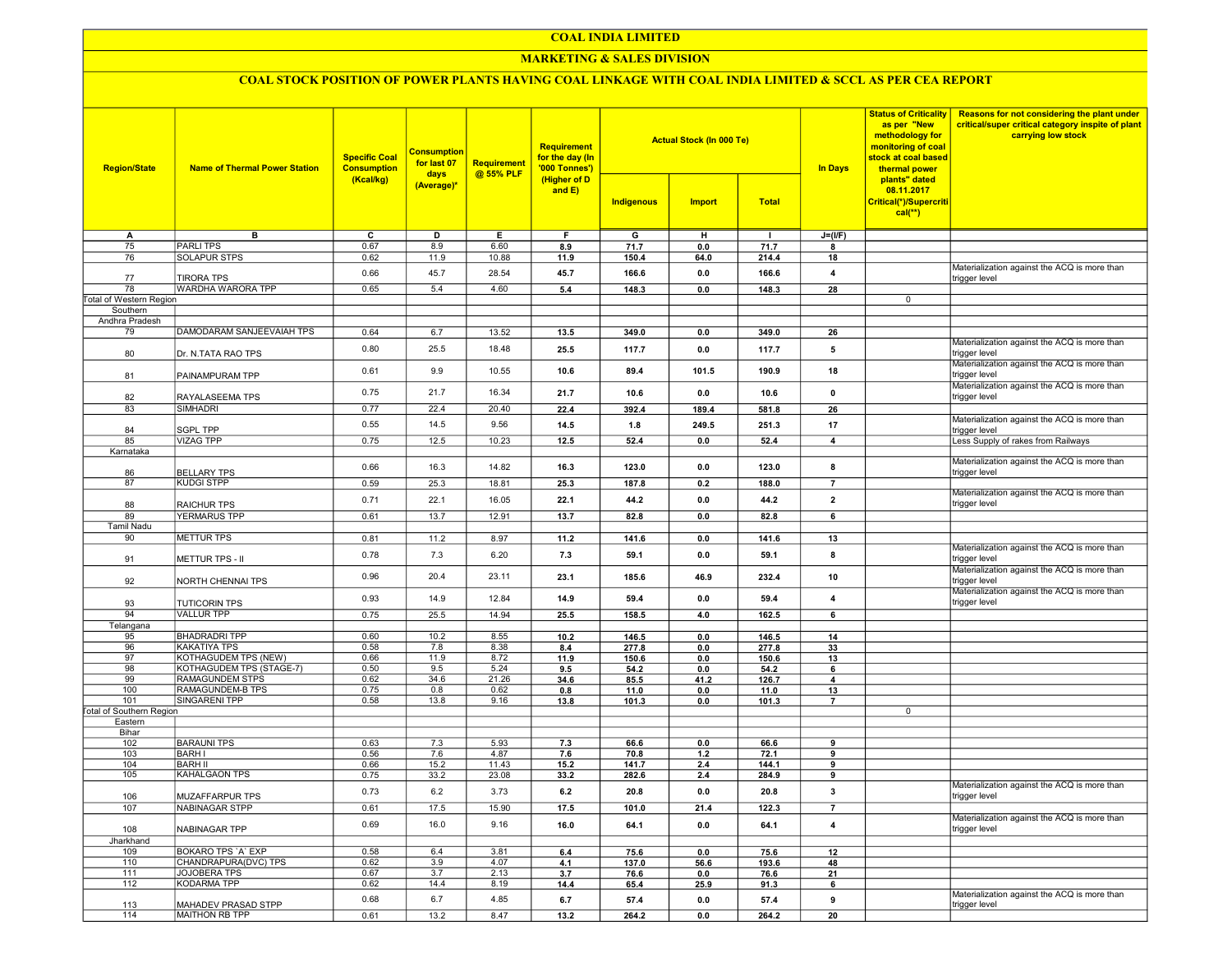# COAL INDIA LIMITED

## MARKETING & SALES DIVISION

### COAL STOCK POSITION OF POWER PLANTS HAVING COAL LINKAGE WITH COAL INDIA LIMITED & SCCL AS PER CEA REPORT

| Region/State | Name of Thermal Power Station | Specific Coal Consumption (Kcal/kg) | Consumption for last 07 days (Average)* | Requirement @ 55% PLF | Requirement for the day (In '000 Tonnes') (Higher of D and E) | Actual Stock (In 000 Te) | | | In Days | Status of Criticality as per "New methodology for monitoring of coal stock at coal based thermal power plants" dated 08.11.2017 Critical(*)/Supercritical(**) | Reasons for not considering the plant under critical/super critical category inspite of plant carrying low stock |
|---|---|---|---|---|---|---|---|---|---|---|---|
| | | | | | | Indigenous | Import | Total | | | |
| A | B | C | D | E | F | G | H | I | J=(I/F) | | |
| 75 | PARLI TPS | 0.67 | 8.9 | 6.60 | 8.9 | 71.7 | 0.0 | 71.7 | 8 | | |
| 76 | SOLAPUR STPS | 0.62 | 11.9 | 10.88 | 11.9 | 150.4 | 64.0 | 214.4 | 18 | | |
| 77 | TIRORA TPS | 0.66 | 45.7 | 28.54 | 45.7 | 166.6 | 0.0 | 166.6 | 4 | | Materialization against the ACQ is more than trigger level |
| 78 | WARDHA WARORA TPP | 0.65 | 5.4 | 4.60 | 5.4 | 148.3 | 0.0 | 148.3 | 28 | | |
| Total of Western Region | | | | | | | | | | 0 | |
| Southern | | | | | | | | | | | |
| Andhra Pradesh | | | | | | | | | | | |
| 79 | DAMODARAM SANJEEVAIAH TPS | 0.64 | 6.7 | 13.52 | 13.5 | 349.0 | 0.0 | 349.0 | 26 | | |
| 80 | Dr. N.TATA RAO TPS | 0.80 | 25.5 | 18.48 | 25.5 | 117.7 | 0.0 | 117.7 | 5 | | Materialization against the ACQ is more than trigger level |
| 81 | PAINAMPURAM TPP | 0.61 | 9.9 | 10.55 | 10.6 | 89.4 | 101.5 | 190.9 | 18 | | Materialization against the ACQ is more than trigger level |
| 82 | RAYALASEEMA TPS | 0.75 | 21.7 | 16.34 | 21.7 | 10.6 | 0.0 | 10.6 | 0 | | Materialization against the ACQ is more than trigger level |
| 83 | SIMHADRI | 0.77 | 22.4 | 20.40 | 22.4 | 392.4 | 189.4 | 581.8 | 26 | | |
| 84 | SGPL TPP | 0.55 | 14.5 | 9.56 | 14.5 | 1.8 | 249.5 | 251.3 | 17 | | Materialization against the ACQ is more than trigger level |
| 85 | VIZAG TPP | 0.75 | 12.5 | 10.23 | 12.5 | 52.4 | 0.0 | 52.4 | 4 | | Less Supply of rakes from Railways |
| Karnataka | | | | | | | | | | | |
| 86 | BELLARY TPS | 0.66 | 16.3 | 14.82 | 16.3 | 123.0 | 0.0 | 123.0 | 8 | | Materialization against the ACQ is more than trigger level |
| 87 | KUDGI STPP | 0.59 | 25.3 | 18.81 | 25.3 | 187.8 | 0.2 | 188.0 | 7 | | |
| 88 | RAICHUR TPS | 0.71 | 22.1 | 16.05 | 22.1 | 44.2 | 0.0 | 44.2 | 2 | | Materialization against the ACQ is more than trigger level |
| 89 | YERMARUS TPP | 0.61 | 13.7 | 12.91 | 13.7 | 82.8 | 0.0 | 82.8 | 6 | | |
| Tamil Nadu | | | | | | | | | | | |
| 90 | METTUR TPS | 0.81 | 11.2 | 8.97 | 11.2 | 141.6 | 0.0 | 141.6 | 13 | | |
| 91 | METTUR TPS - II | 0.78 | 7.3 | 6.20 | 7.3 | 59.1 | 0.0 | 59.1 | 8 | | Materialization against the ACQ is more than trigger level |
| 92 | NORTH CHENNAI TPS | 0.96 | 20.4 | 23.11 | 23.1 | 185.6 | 46.9 | 232.4 | 10 | | Materialization against the ACQ is more than trigger level |
| 93 | TUTICORIN TPS | 0.93 | 14.9 | 12.84 | 14.9 | 59.4 | 0.0 | 59.4 | 4 | | Materialization against the ACQ is more than trigger level |
| 94 | VALLUR TPP | 0.75 | 25.5 | 14.94 | 25.5 | 158.5 | 4.0 | 162.5 | 6 | | |
| Telangana | | | | | | | | | | | |
| 95 | BHADRADRI TPP | 0.60 | 10.2 | 8.55 | 10.2 | 146.5 | 0.0 | 146.5 | 14 | | |
| 96 | KAKATIYA TPS | 0.58 | 7.8 | 8.38 | 8.4 | 277.8 | 0.0 | 277.8 | 33 | | |
| 97 | KOTHAGUDEM TPS (NEW) | 0.66 | 11.9 | 8.72 | 11.9 | 150.6 | 0.0 | 150.6 | 13 | | |
| 98 | KOTHAGUDEM TPS (STAGE-7) | 0.50 | 9.5 | 5.24 | 9.5 | 54.2 | 0.0 | 54.2 | 6 | | |
| 99 | RAMAGUNDEM STPS | 0.62 | 34.6 | 21.26 | 34.6 | 85.5 | 41.2 | 126.7 | 4 | | |
| 100 | RAMAGUNDEM-B TPS | 0.75 | 0.8 | 0.62 | 0.8 | 11.0 | 0.0 | 11.0 | 13 | | |
| 101 | SINGARENI TPP | 0.58 | 13.8 | 9.16 | 13.8 | 101.3 | 0.0 | 101.3 | 7 | | |
| Total of Southern Region | | | | | | | | | | 0 | |
| Eastern | | | | | | | | | | | |
| Bihar | | | | | | | | | | | |
| 102 | BARAUNI TPS | 0.63 | 7.3 | 5.93 | 7.3 | 66.6 | 0.0 | 66.6 | 9 | | |
| 103 | BARH I | 0.56 | 7.6 | 4.87 | 7.6 | 70.8 | 1.2 | 72.1 | 9 | | |
| 104 | BARH II | 0.66 | 15.2 | 11.43 | 15.2 | 141.7 | 2.4 | 144.1 | 9 | | |
| 105 | KAHALGAON TPS | 0.75 | 33.2 | 23.08 | 33.2 | 282.6 | 2.4 | 284.9 | 9 | | |
| 106 | MUZAFFARPUR TPS | 0.73 | 6.2 | 3.73 | 6.2 | 20.8 | 0.0 | 20.8 | 3 | | Materialization against the ACQ is more than trigger level |
| 107 | NABINAGAR STPP | 0.61 | 17.5 | 15.90 | 17.5 | 101.0 | 21.4 | 122.3 | 7 | | |
| 108 | NABINAGAR TPP | 0.69 | 16.0 | 9.16 | 16.0 | 64.1 | 0.0 | 64.1 | 4 | | Materialization against the ACQ is more than trigger level |
| Jharkhand | | | | | | | | | | | |
| 109 | BOKARO TPS `A` EXP | 0.58 | 6.4 | 3.81 | 6.4 | 75.6 | 0.0 | 75.6 | 12 | | |
| 110 | CHANDRAPURA(DVC) TPS | 0.62 | 3.9 | 4.07 | 4.1 | 137.0 | 56.6 | 193.6 | 48 | | |
| 111 | JOJOBERA TPS | 0.67 | 3.7 | 2.13 | 3.7 | 76.6 | 0.0 | 76.6 | 21 | | |
| 112 | KODARMA TPP | 0.62 | 14.4 | 8.19 | 14.4 | 65.4 | 25.9 | 91.3 | 6 | | |
| 113 | MAHADEV PRASAD STPP | 0.68 | 6.7 | 4.85 | 6.7 | 57.4 | 0.0 | 57.4 | 9 | | Materialization against the ACQ is more than trigger level |
| 114 | MAITHON RB TPP | 0.61 | 13.2 | 8.47 | 13.2 | 264.2 | 0.0 | 264.2 | 20 | | |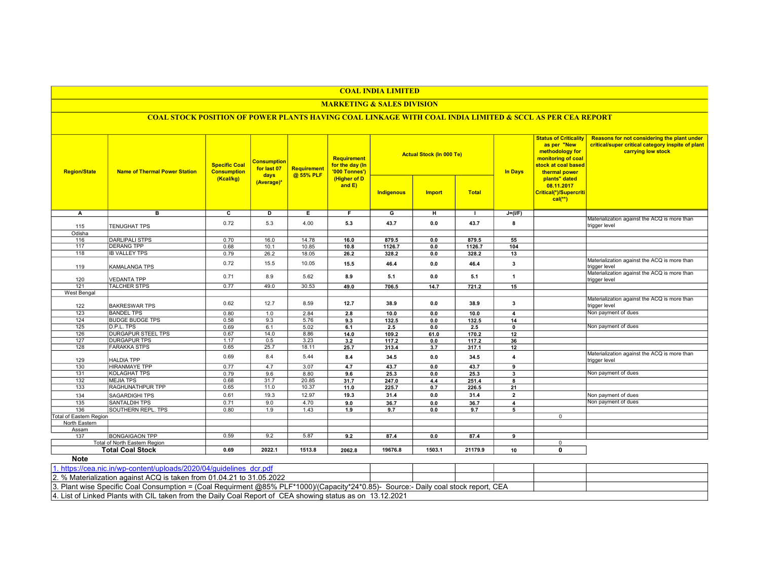# COAL INDIA LIMITED

## MARKETING & SALES DIVISION

### COAL STOCK POSITION OF POWER PLANTS HAVING COAL LINKAGE WITH COAL INDIA LIMITED & SCCL AS PER CEA REPORT

| Region/State | Name of Thermal Power Station | Specific Coal Consumption (Kcal/kg) | Consumption for last 07 days (Average)* | Requirement @ 55% PLF | Requirement for the day (In '000 Tonnes') (Higher of D and E) | Actual Stock (In 000 Te) | | | In Days | Status of Criticality as per "New methodology for monitoring of coal stock at coal based thermal power plants" dated 08.11.2017 Critical(*)/Supercritical(**) | Reasons for not considering the plant under critical/super critical category inspite of plant carrying low stock |
|---|---|---|---|---|---|---|---|---|---|---|---|
| | | | | | | Indigenous | Import | Total | | | |
| A | B | C | D | E | F | G | H | I | J=(I/F) | | |
| 115 | TENUGHAT TPS | 0.72 | 5.3 | 4.00 | 5.3 | 43.7 | 0.0 | 43.7 | 8 | | Materialization against the ACQ is more than trigger level |
| Odisha | | | | | | | | | | | |
| 116 | DARLIPALI STPS | 0.70 | 16.0 | 14.78 | 16.0 | 879.5 | 0.0 | 879.5 | 55 | | |
| 117 | DERANG TPP | 0.68 | 10.1 | 10.85 | 10.8 | 1126.7 | 0.0 | 1126.7 | 104 | | |
| 118 | IB VALLEY TPS | 0.79 | 26.2 | 18.05 | 26.2 | 328.2 | 0.0 | 328.2 | 13 | | |
| 119 | KAMALANGA TPS | 0.72 | 15.5 | 10.05 | 15.5 | 46.4 | 0.0 | 46.4 | 3 | | Materialization against the ACQ is more than trigger level |
| 120 | VEDANTA TPP | 0.71 | 8.9 | 5.62 | 8.9 | 5.1 | 0.0 | 5.1 | 1 | | Materialization against the ACQ is more than trigger level |
| 121 | TALCHER STPS | 0.77 | 49.0 | 30.53 | 49.0 | 706.5 | 14.7 | 721.2 | 15 | | |
| West Bengal | | | | | | | | | | | |
| 122 | BAKRESWAR TPS | 0.62 | 12.7 | 8.59 | 12.7 | 38.9 | 0.0 | 38.9 | 3 | | Materialization against the ACQ is more than trigger level |
| 123 | BANDEL TPS | 0.80 | 1.0 | 2.84 | 2.8 | 10.0 | 0.0 | 10.0 | 4 | | Non payment of dues |
| 124 | BUDGE BUDGE TPS | 0.58 | 9.3 | 5.76 | 9.3 | 132.5 | 0.0 | 132.5 | 14 | | |
| 125 | D.P.L. TPS | 0.69 | 6.1 | 5.02 | 6.1 | 2.5 | 0.0 | 2.5 | 0 | | Non payment of dues |
| 126 | DURGAPUR STEEL TPS | 0.67 | 14.0 | 8.86 | 14.0 | 109.2 | 61.0 | 170.2 | 12 | | |
| 127 | DURGAPUR TPS | 1.17 | 0.5 | 3.23 | 3.2 | 117.2 | 0.0 | 117.2 | 36 | | |
| 128 | FARAKKA STPS | 0.65 | 25.7 | 18.11 | 25.7 | 313.4 | 3.7 | 317.1 | 12 | | |
| 129 | HALDIA TPP | 0.69 | 8.4 | 5.44 | 8.4 | 34.5 | 0.0 | 34.5 | 4 | | Materialization against the ACQ is more than trigger level |
| 130 | HIRANMAYE TPP | 0.77 | 4.7 | 3.07 | 4.7 | 43.7 | 0.0 | 43.7 | 9 | | |
| 131 | KOLAGHAT TPS | 0.79 | 9.6 | 8.80 | 9.6 | 25.3 | 0.0 | 25.3 | 3 | | Non payment of dues |
| 132 | MEJIA TPS | 0.68 | 31.7 | 20.85 | 31.7 | 247.0 | 4.4 | 251.4 | 8 | | |
| 133 | RAGHUNATHPUR TPP | 0.65 | 11.0 | 10.37 | 11.0 | 225.7 | 0.7 | 226.5 | 21 | | |
| 134 | SAGARDIGHI TPS | 0.61 | 19.3 | 12.97 | 19.3 | 31.4 | 0.0 | 31.4 | 2 | | Non payment of dues |
| 135 | SANTALDIH TPS | 0.71 | 9.0 | 4.70 | 9.0 | 36.7 | 0.0 | 36.7 | 4 | | Non payment of dues |
| 136 | SOUTHERN REPL. TPS | 0.80 | 1.9 | 1.43 | 1.9 | 9.7 | 0.0 | 9.7 | 5 | | |
| Total of Eastern Region | | | | | | | | | | 0 | |
| North Eastern | | | | | | | | | | | |
| Assam | | | | | | | | | | | |
| 137 | BONGAIGAON TPP | 0.59 | 9.2 | 5.87 | 9.2 | 87.4 | 0.0 | 87.4 | 9 | | |
| Total of North Eastern Region | | | | | | | | | | 0 | |
| **Total Coal Stock** | | **0.69** | **2022.1** | **1513.8** | **2062.8** | **19676.8** | **1503.1** | **21179.9** | **10** | **0** | |

**Note**

1. https://cea.nic.in/wp-content/uploads/2020/04/guidelines_dcr.pdf
2. % Materialization against ACQ is taken from 01.04.21 to 31.05.2022
3. Plant wise Specific Coal Consumption = (Coal Requirment @85% PLF*1000)/(Capacity*24*0.85)- Source:- Daily coal stock report, CEA
4. List of Linked Plants with CIL taken from the Daily Coal Report of CEA showing status as on 13.12.2021